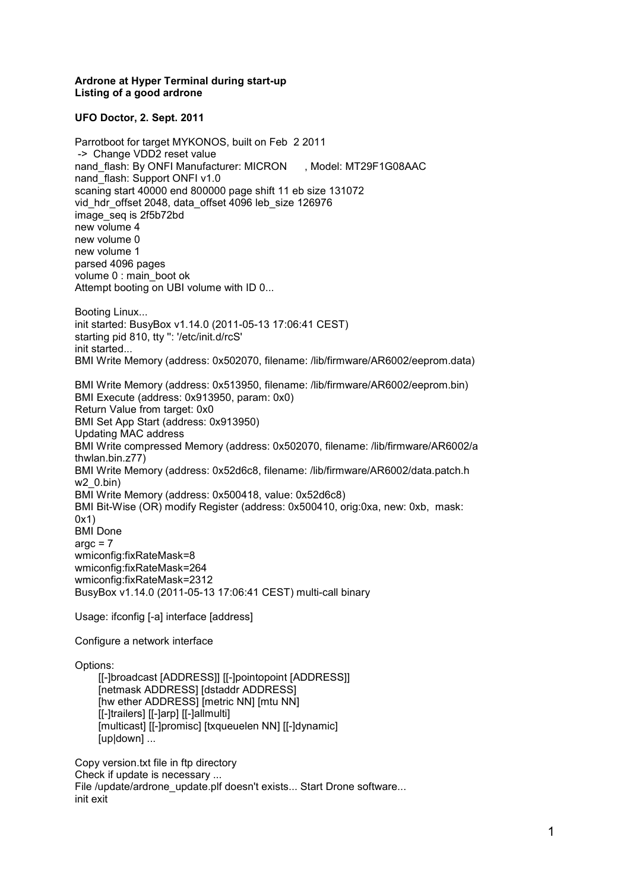**Ardrone at Hyper Terminal during start-up**
**Listing of a good ardrone**

**UFO Doctor, 2. Sept. 2011**

```
Parrotboot for target MYKONOS, built on Feb  2 2011
 -> Change VDD2 reset value
nand_flash: By ONFI Manufacturer: MICRON      , Model: MT29F1G08AAC
nand_flash: Support ONFI v1.0
scaning start 40000 end 800000 page shift 11 eb size 131072
vid_hdr_offset 2048, data_offset 4096 leb_size 126976
image_seq is 2f5b72bd
new volume 4
new volume 0
new volume 1
parsed 4096 pages
volume 0 : main_boot ok
Attempt booting on UBI volume with ID 0...

Booting Linux...
init started: BusyBox v1.14.0 (2011-05-13 17:06:41 CEST)
starting pid 810, tty '': '/etc/init.d/rcS'
init started...
BMI Write Memory (address: 0x502070, filename: /lib/firmware/AR6002/eeprom.data)

BMI Write Memory (address: 0x513950, filename: /lib/firmware/AR6002/eeprom.bin)
BMI Execute (address: 0x913950, param: 0x0)
Return Value from target: 0x0
BMI Set App Start (address: 0x913950)
Updating MAC address
BMI Write compressed Memory (address: 0x502070, filename: /lib/firmware/AR6002/a
thwlan.bin.z77)
BMI Write Memory (address: 0x52d6c8, filename: /lib/firmware/AR6002/data.patch.h
w2_0.bin)
BMI Write Memory (address: 0x500418, value: 0x52d6c8)
BMI Bit-Wise (OR) modify Register (address: 0x500410, orig:0xa, new: 0xb,  mask:
0x1)
BMI Done
argc = 7
wmiconfig:fixRateMask=8
wmiconfig:fixRateMask=264
wmiconfig:fixRateMask=2312
BusyBox v1.14.0 (2011-05-13 17:06:41 CEST) multi-call binary

Usage: ifconfig [-a] interface [address]

Configure a network interface

Options:
      [[-]broadcast [ADDRESS]] [[-]pointopoint [ADDRESS]]
      [netmask ADDRESS] [dstaddr ADDRESS]
      [hw ether ADDRESS] [metric NN] [mtu NN]
      [[-]trailers] [[-]arp] [[-]allmulti]
      [multicast] [[-]promisc] [txqueuelen NN] [[-]dynamic]
      [up|down] ...

Copy version.txt file in ftp directory
Check if update is necessary ...
File /update/ardrone_update.plf doesn't exists... Start Drone software...
init exit
```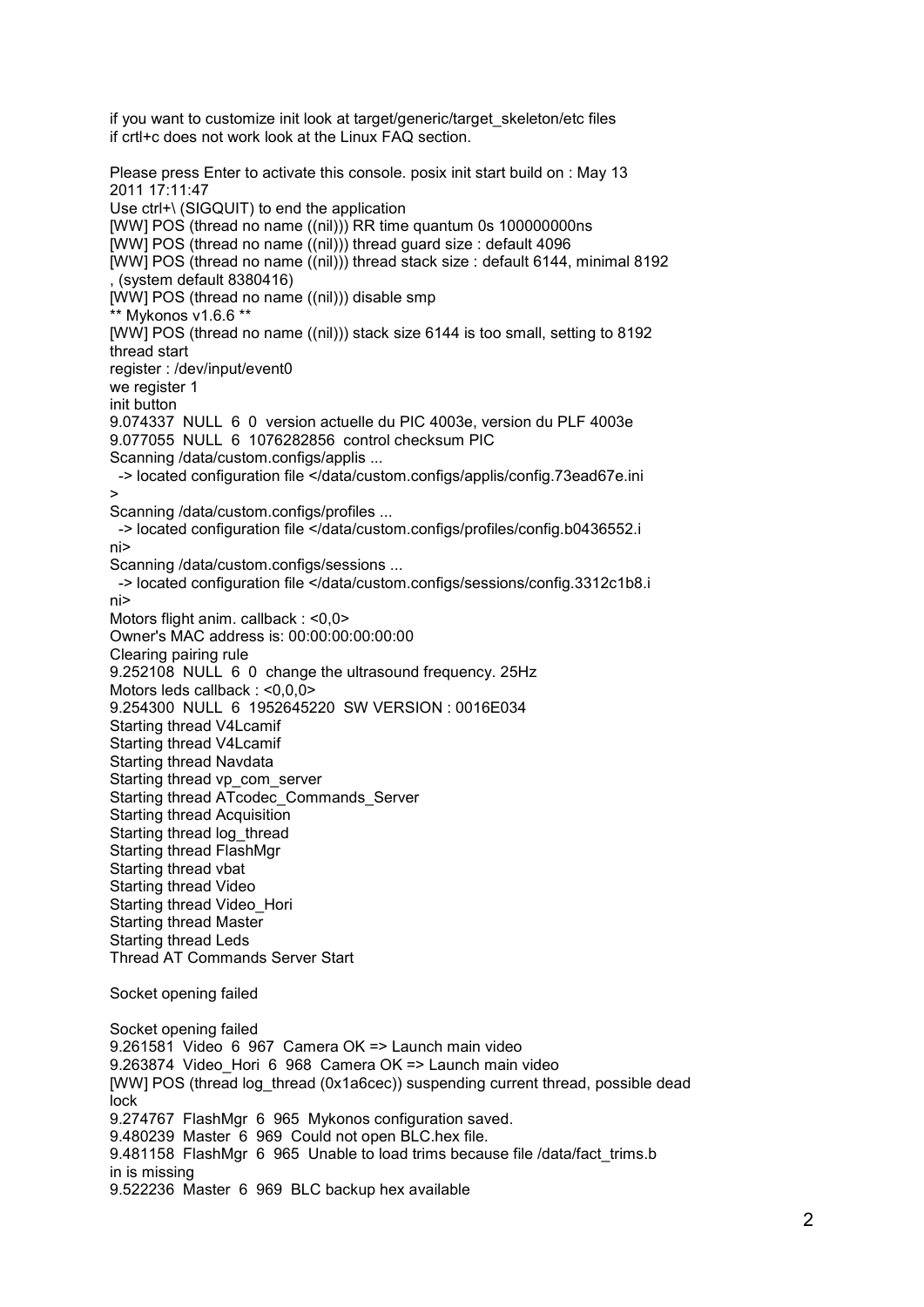if you want to customize init look at target/generic/target_skeleton/etc files
if crtl+c does not work look at the Linux FAQ section.

Please press Enter to activate this console. posix init start build on : May 13 2011 17:11:47
Use ctrl+\ (SIGQUIT) to end the application
[WW] POS (thread no name ((nil))) RR time quantum 0s 100000000ns
[WW] POS (thread no name ((nil))) thread guard size : default 4096
[WW] POS (thread no name ((nil))) thread stack size : default 6144, minimal 8192
, (system default 8380416)
[WW] POS (thread no name ((nil))) disable smp
** Mykonos v1.6.6 **
[WW] POS (thread no name ((nil))) stack size 6144 is too small, setting to 8192
thread start
register : /dev/input/event0
we register 1
init button
9.074337  NULL  6  0  version actuelle du PIC 4003e, version du PLF 4003e
9.077055  NULL  6  1076282856  control checksum PIC
Scanning /data/custom.configs/applis ...
  -> located configuration file </data/custom.configs/applis/config.73ead67e.ini
>
Scanning /data/custom.configs/profiles ...
  -> located configuration file </data/custom.configs/profiles/config.b0436552.i
ni>
Scanning /data/custom.configs/sessions ...
  -> located configuration file </data/custom.configs/sessions/config.3312c1b8.i
ni>
Motors flight anim. callback : <0,0>
Owner's MAC address is: 00:00:00:00:00:00
Clearing pairing rule
9.252108  NULL  6  0  change the ultrasound frequency. 25Hz
Motors leds callback : <0,0,0>
9.254300  NULL  6  1952645220  SW VERSION : 0016E034
Starting thread V4Lcamif
Starting thread V4Lcamif
Starting thread Navdata
Starting thread vp_com_server
Starting thread ATcodec_Commands_Server
Starting thread Acquisition
Starting thread log_thread
Starting thread FlashMgr
Starting thread vbat
Starting thread Video
Starting thread Video_Hori
Starting thread Master
Starting thread Leds
Thread AT Commands Server Start

Socket opening failed

Socket opening failed
9.261581  Video  6  967  Camera OK => Launch main video
9.263874  Video_Hori  6  968  Camera OK => Launch main video
[WW] POS (thread log_thread (0x1a6cec)) suspending current thread, possible dead
lock
9.274767  FlashMgr  6  965  Mykonos configuration saved.
9.480239  Master  6  969  Could not open BLC.hex file.
9.481158  FlashMgr  6  965  Unable to load trims because file /data/fact_trims.b
in is missing
9.522236  Master  6  969  BLC backup hex available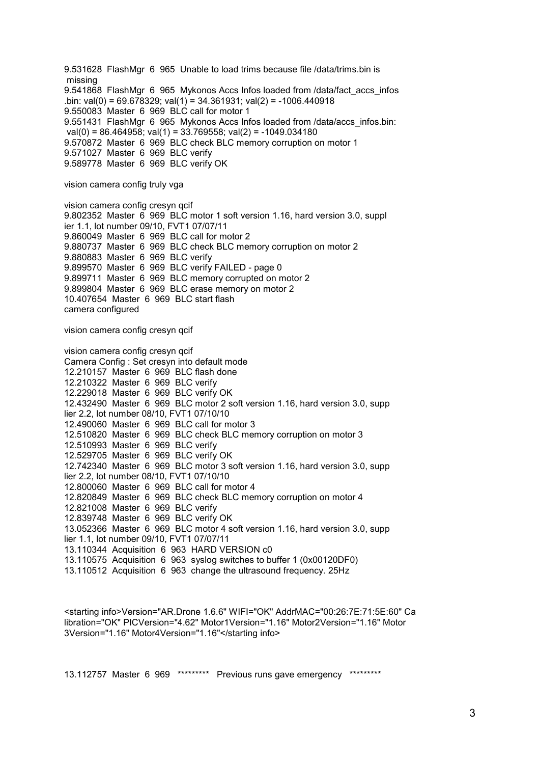9.531628  FlashMgr  6  965  Unable to load trims because file /data/trims.bin is
 missing
9.541868  FlashMgr  6  965  Mykonos Accs Infos loaded from /data/fact_accs_infos
.bin: val(0) = 69.678329; val(1) = 34.361931; val(2) = -1006.440918
9.550083  Master  6  969  BLC call for motor 1
9.551431  FlashMgr  6  965  Mykonos Accs Infos loaded from /data/accs_infos.bin:
 val(0) = 86.464958; val(1) = 33.769558; val(2) = -1049.034180
9.570872  Master  6  969  BLC check BLC memory corruption on motor 1
9.571027  Master  6  969  BLC verify
9.589778  Master  6  969  BLC verify OK

vision camera config truly vga

vision camera config cresyn qcif
9.802352  Master  6  969  BLC motor 1 soft version 1.16, hard version 3.0, suppl
ier 1.1, lot number 09/10, FVT1 07/07/11
9.860049  Master  6  969  BLC call for motor 2
9.880737  Master  6  969  BLC check BLC memory corruption on motor 2
9.880883  Master  6  969  BLC verify
9.899570  Master  6  969  BLC verify FAILED - page 0
9.899711  Master  6  969  BLC memory corrupted on motor 2
9.899804  Master  6  969  BLC erase memory on motor 2
10.407654  Master  6  969  BLC start flash
camera configured

vision camera config cresyn qcif

vision camera config cresyn qcif
Camera Config : Set cresyn into default mode
12.210157  Master  6  969  BLC flash done
12.210322  Master  6  969  BLC verify
12.229018  Master  6  969  BLC verify OK
12.432490  Master  6  969  BLC motor 2 soft version 1.16, hard version 3.0, supp
lier 2.2, lot number 08/10, FVT1 07/10/10
12.490060  Master  6  969  BLC call for motor 3
12.510820  Master  6  969  BLC check BLC memory corruption on motor 3
12.510993  Master  6  969  BLC verify
12.529705  Master  6  969  BLC verify OK
12.742340  Master  6  969  BLC motor 3 soft version 1.16, hard version 3.0, supp
lier 2.2, lot number 08/10, FVT1 07/10/10
12.800060  Master  6  969  BLC call for motor 4
12.820849  Master  6  969  BLC check BLC memory corruption on motor 4
12.821008  Master  6  969  BLC verify
12.839748  Master  6  969  BLC verify OK
13.052366  Master  6  969  BLC motor 4 soft version 1.16, hard version 3.0, supp
lier 1.1, lot number 09/10, FVT1 07/07/11
13.110344  Acquisition  6  963  HARD VERSION c0
13.110575  Acquisition  6  963  syslog switches to buffer 1 (0x00120DF0)
13.110512  Acquisition  6  963  change the ultrasound frequency. 25Hz

<starting info>Version="AR.Drone 1.6.6" WIFI="OK" AddrMAC="00:26:7E:71:5E:60" Ca
libration="OK" PICVersion="4.62" Motor1Version="1.16" Motor2Version="1.16" Motor
3Version="1.16" Motor4Version="1.16"</starting info>

13.112757  Master  6  969  *********  Previous runs gave emergency  *********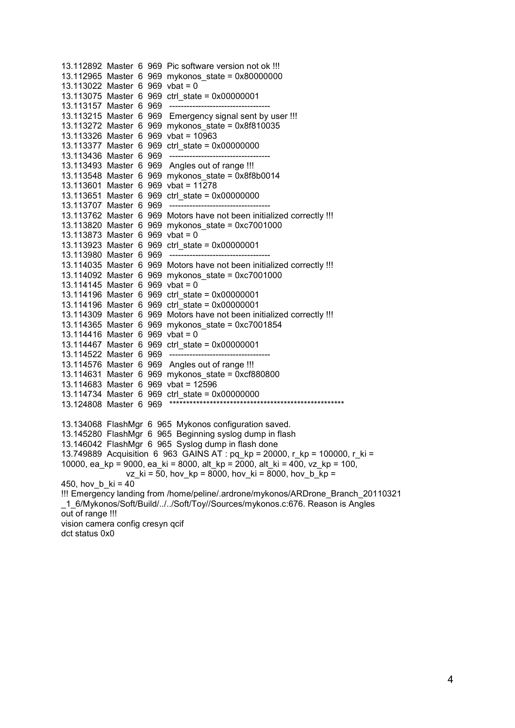```
13.112892  Master  6  969  Pic software version not ok !!!
13.112965  Master  6  969  mykonos_state = 0x80000000
13.113022  Master  6  969  vbat = 0
13.113075  Master  6  969  ctrl_state = 0x00000001
13.113157  Master  6  969  -----------------------------------
13.113215  Master  6  969   Emergency signal sent by user !!!
13.113272  Master  6  969  mykonos_state = 0x8f810035
13.113326  Master  6  969  vbat = 10963
13.113377  Master  6  969  ctrl_state = 0x00000000
13.113436  Master  6  969  -----------------------------------
13.113493  Master  6  969   Angles out of range !!!
13.113548  Master  6  969  mykonos_state = 0x8f8b0014
13.113601  Master  6  969  vbat = 11278
13.113651  Master  6  969  ctrl_state = 0x00000000
13.113707  Master  6  969  -----------------------------------
13.113762  Master  6  969  Motors have not been initialized correctly !!!
13.113820  Master  6  969  mykonos_state = 0xc7001000
13.113873  Master  6  969  vbat = 0
13.113923  Master  6  969  ctrl_state = 0x00000001
13.113980  Master  6  969  -----------------------------------
13.114035  Master  6  969  Motors have not been initialized correctly !!!
13.114092  Master  6  969  mykonos_state = 0xc7001000
13.114145  Master  6  969  vbat = 0
13.114196  Master  6  969  ctrl_state = 0x00000001
13.114196  Master  6  969  ctrl_state = 0x00000001
13.114309  Master  6  969  Motors have not been initialized correctly !!!
13.114365  Master  6  969  mykonos_state = 0xc7001854
13.114416  Master  6  969  vbat = 0
13.114467  Master  6  969  ctrl_state = 0x00000001
13.114522  Master  6  969  -----------------------------------
13.114576  Master  6  969   Angles out of range !!!
13.114631  Master  6  969  mykonos_state = 0xcf880800
13.114683  Master  6  969  vbat = 12596
13.114734  Master  6  969  ctrl_state = 0x00000000
13.124808  Master  6  969  *****************************************************

13.134068  FlashMgr  6  965  Mykonos configuration saved.
13.145280  FlashMgr  6  965  Beginning syslog dump in flash
13.146042  FlashMgr  6  965  Syslog dump in flash done
13.749889  Acquisition  6  963  GAINS AT : pq_kp = 20000, r_kp = 100000, r_ki =
10000, ea_kp = 9000, ea_ki = 8000, alt_kp = 2000, alt_ki = 400, vz_kp = 100,
                    vz_ki = 50, hov_kp = 8000, hov_ki = 8000, hov_b_kp =
450, hov_b_ki = 40
!!! Emergency landing from /home/peline/.ardrone/mykonos/ARDrone_Branch_20110321
_1_6/Mykonos/Soft/Build/../../Soft/Toy//Sources/mykonos.c:676. Reason is Angles
out of range !!!
vision camera config cresyn qcif
dct status 0x0
```